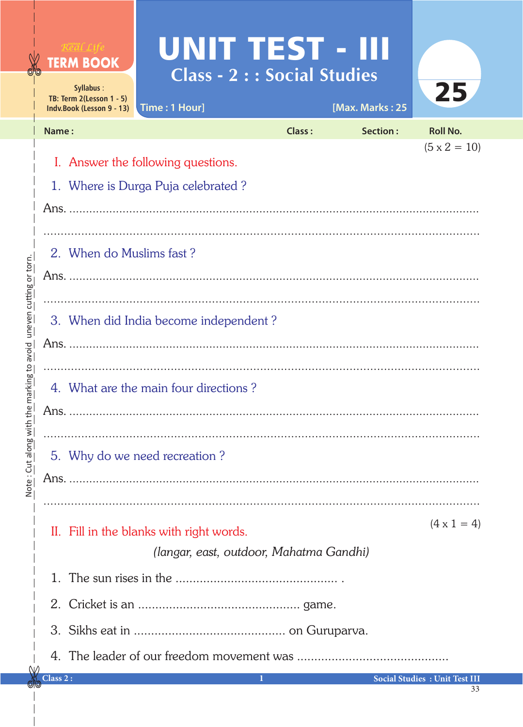Real Life **TERM BOOK**

Syllabus :
TB: Term 2(Lesson 1 - 5)
Indv.Book (Lesson 9 - 13)

# UNIT TEST - III

## Class - 2 : : Social Studies

Time : 1 Hour] [Max. Marks : 25

**25**

**Name :** **Class :** **Section :** **Roll No.**

(5 x 2 = 10)

**I. Answer the following questions.**

1. Where is Durga Puja celebrated ?

Ans. ..............................................................................................................

..............................................................................................................

2. When do Muslims fast ?

Ans. ..............................................................................................................

..............................................................................................................

3. When did India become independent ?

Ans. ..............................................................................................................

..............................................................................................................

4. What are the main four directions ?

Ans. ..............................................................................................................

..............................................................................................................

5. Why do we need recreation ?

Ans. ..............................................................................................................

..............................................................................................................

(4 x 1 = 4)

**II. Fill in the blanks with right words.**

*(langar, east, outdoor, Mahatma Gandhi)*

1. The sun rises in the .............................................. .
2. Cricket is an .............................................. game.
3. Sikhs eat in ........................................... on Guruparva.
4. The leader of our freedom movement was ...........................................

Note : Cut along with the marking to avoid uneven cutting or torn.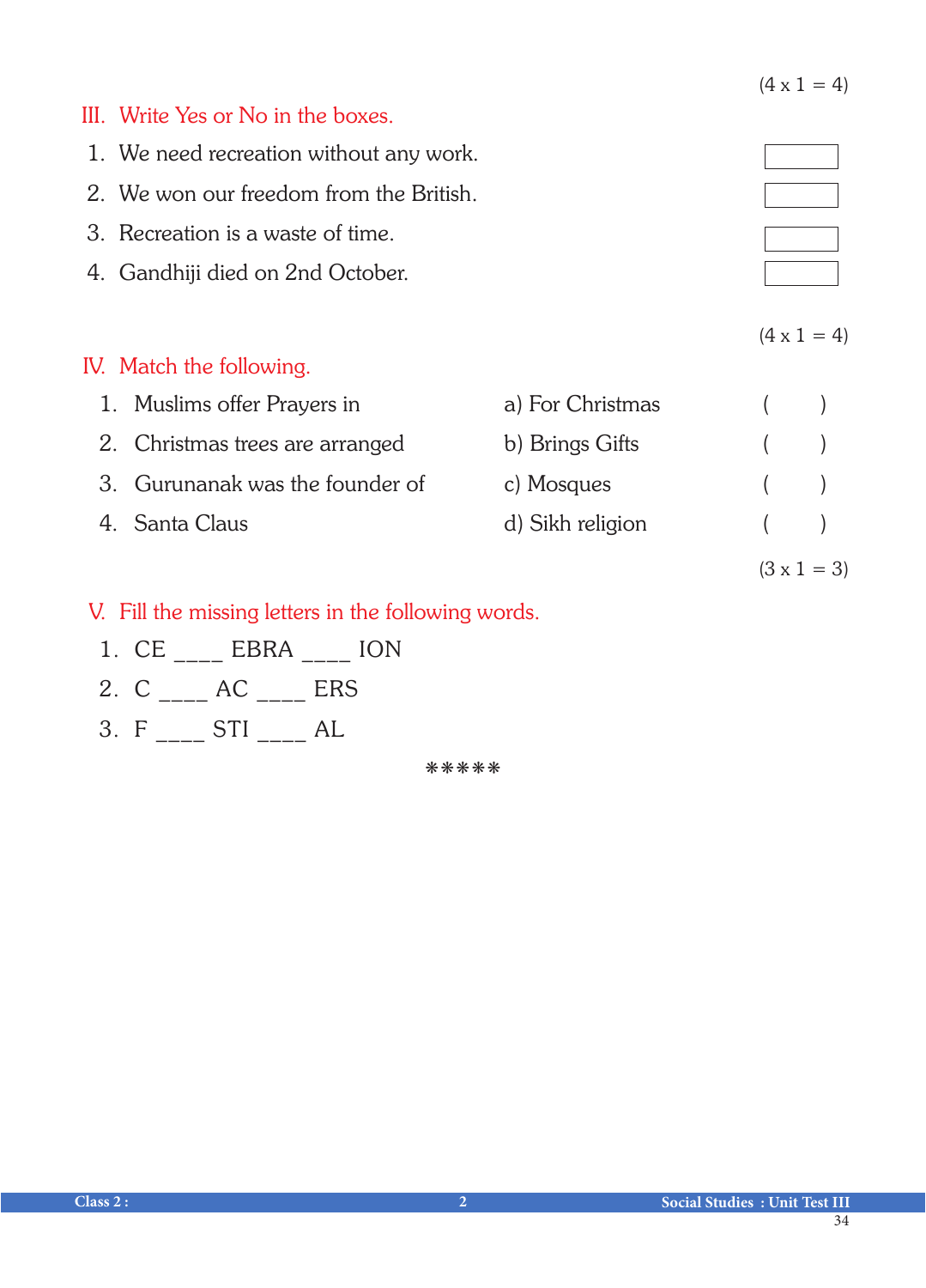(4 x 1 = 4)

## III. Write Yes or No in the boxes.

1. We need recreation without any work. [ ]
2. We won our freedom from the British. [ ]
3. Recreation is a waste of time. [ ]
4. Gandhiji died on 2nd October. [ ]

(4 x 1 = 4)

## IV. Match the following.

| | | |
|---|---|---|
| 1. Muslims offer Prayers in | a) For Christmas | ( ) |
| 2. Christmas trees are arranged | b) Brings Gifts | ( ) |
| 3. Gurunanak was the founder of | c) Mosques | ( ) |
| 4. Santa Claus | d) Sikh religion | ( ) |

(3 x 1 = 3)

## V. Fill the missing letters in the following words.

1. CE ____ EBRA ____ ION
2. C ____ AC ____ ERS
3. F ____ STI ____ AL

*****